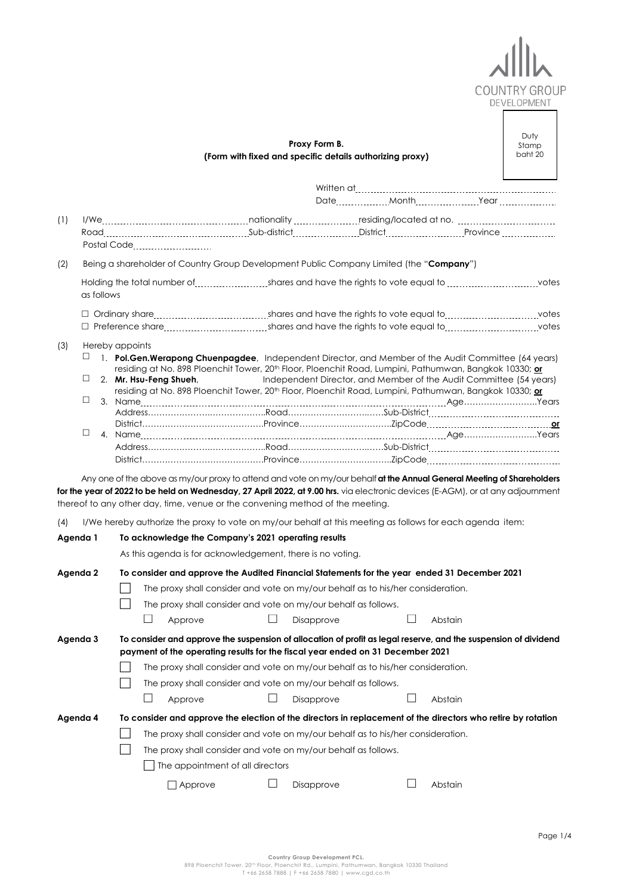COUNTRY GROUP DEVELOPMENT

Duty Stamp baht 20

**Proxy Form B.**
**(Form with fixed and specific details authorizing proxy)**

Written at..........................................................
Date.................Month....................Year....................

(1) I/We..........................................nationality....................residing/located at no. ...............................
Road..........................................Sub-district....................District.......................Province....................
Postal Code..........................

(2) Being a shareholder of Country Group Development Public Company Limited (the "**Company**")

Holding the total number of......................shares and have the rights to vote equal to ............................votes as follows

☐ Ordinary share..............................shares and have the rights to vote equal to..............................votes
☐ Preference share..............................shares and have the rights to vote equal to..............................votes

(3) Hereby appoints

☐ 1. **Pol.Gen.Werapong Chuenpagdee**, Independent Director, and Member of the Audit Committee (64 years) residing at No. 898 Ploenchit Tower, 20th Floor, Ploenchit Road, Lumpini, Pathumwan, Bangkok 10330; **or**

☐ 2. **Mr. Hsu-Feng Shueh**, Independent Director, and Member of the Audit Committee (54 years) residing at No. 898 Ploenchit Tower, 20th Floor, Ploenchit Road, Lumpini, Pathumwan, Bangkok 10330; **or**

☐ 3. Name..........................................................................................Age..........................Years
Address.......................................Road...............................Sub-District..........................................
District..........................................Province...............................ZipCode......................................**or**

☐ 4. Name..........................................................................................Age..........................Years
Address.......................................Road...............................Sub-District..........................................
District..........................................Province...............................ZipCode..........................................

Any one of the above as my/our proxy to attend and vote on my/our behalf **at the Annual General Meeting of Shareholders for the year of 2022 to be held on Wednesday, 27 April 2022, at 9.00 hrs.** via electronic devices (E-AGM), or at any adjournment thereof to any other day, time, venue or the convening method of the meeting.

(4) I/We hereby authorize the proxy to vote on my/our behalf at this meeting as follows for each agenda item:

**Agenda 1** **To acknowledge the Company's 2021 operating results**

As this agenda is for acknowledgement, there is no voting.

**Agenda 2** **To consider and approve the Audited Financial Statements for the year ended 31 December 2021**

☐ The proxy shall consider and vote on my/our behalf as to his/her consideration.

☐ The proxy shall consider and vote on my/our behalf as follows.

☐ Approve ☐ Disapprove ☐ Abstain

**Agenda 3** **To consider and approve the suspension of allocation of profit as legal reserve, and the suspension of dividend payment of the operating results for the fiscal year ended on 31 December 2021**

☐ The proxy shall consider and vote on my/our behalf as to his/her consideration.

☐ The proxy shall consider and vote on my/our behalf as follows.

☐ Approve ☐ Disapprove ☐ Abstain

**Agenda 4** **To consider and approve the election of the directors in replacement of the directors who retire by rotation**

☐ The proxy shall consider and vote on my/our behalf as to his/her consideration.

☐ The proxy shall consider and vote on my/our behalf as follows.

☐ The appointment of all directors

☐ Approve ☐ Disapprove ☐ Abstain

**Country Group Development PCL.**
898 Ploenchit Tower, 20th Floor, Ploenchit Rd., Lumpini, Pathumwan, Bangkok 10330 Thailand
T +66 2658 7888 | F +66 2658 7880 | www.cgd.co.th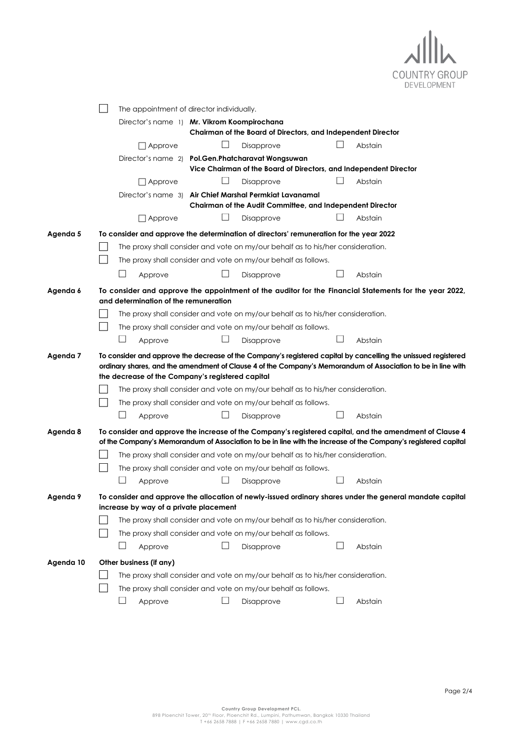☐ The appointment of director individually.

Director's name 1) **Mr. Vikrom Koompirochana**
**Chairman of the Board of Directors, and Independent Director**

☐ Approve ☐ Disapprove ☐ Abstain

Director's name 2) **Pol.Gen.Phatcharavat Wongsuwan**
**Vice Chairman of the Board of Directors, and Independent Director**

☐ Approve ☐ Disapprove ☐ Abstain

Director's name 3) **Air Chief Marshal Permkiat Lavanamal**
**Chairman of the Audit Committee, and Independent Director**

☐ Approve ☐ Disapprove ☐ Abstain

**Agenda 5** **To consider and approve the determination of directors' remuneration for the year 2022**

☐ The proxy shall consider and vote on my/our behalf as to his/her consideration.

☐ The proxy shall consider and vote on my/our behalf as follows.

☐ Approve ☐ Disapprove ☐ Abstain

**Agenda 6** **To consider and approve the appointment of the auditor for the Financial Statements for the year 2022, and determination of the remuneration**

☐ The proxy shall consider and vote on my/our behalf as to his/her consideration.

☐ The proxy shall consider and vote on my/our behalf as follows.

☐ Approve ☐ Disapprove ☐ Abstain

**Agenda 7** **To consider and approve the decrease of the Company's registered capital by cancelling the unissued registered ordinary shares, and the amendment of Clause 4 of the Company's Memorandum of Association to be in line with the decrease of the Company's registered capital**

☐ The proxy shall consider and vote on my/our behalf as to his/her consideration.

☐ The proxy shall consider and vote on my/our behalf as follows.

☐ Approve ☐ Disapprove ☐ Abstain

**Agenda 8** **To consider and approve the increase of the Company's registered capital, and the amendment of Clause 4 of the Company's Memorandum of Association to be in line with the increase of the Company's registered capital**

☐ The proxy shall consider and vote on my/our behalf as to his/her consideration.

☐ The proxy shall consider and vote on my/our behalf as follows.

☐ Approve ☐ Disapprove ☐ Abstain

**Agenda 9** **To consider and approve the allocation of newly-issued ordinary shares under the general mandate capital increase by way of a private placement**

☐ The proxy shall consider and vote on my/our behalf as to his/her consideration.

☐ The proxy shall consider and vote on my/our behalf as follows.

☐ Approve ☐ Disapprove ☐ Abstain

**Agenda 10** **Other business (if any)**

☐ The proxy shall consider and vote on my/our behalf as to his/her consideration.

☐ The proxy shall consider and vote on my/our behalf as follows.

☐ Approve ☐ Disapprove ☐ Abstain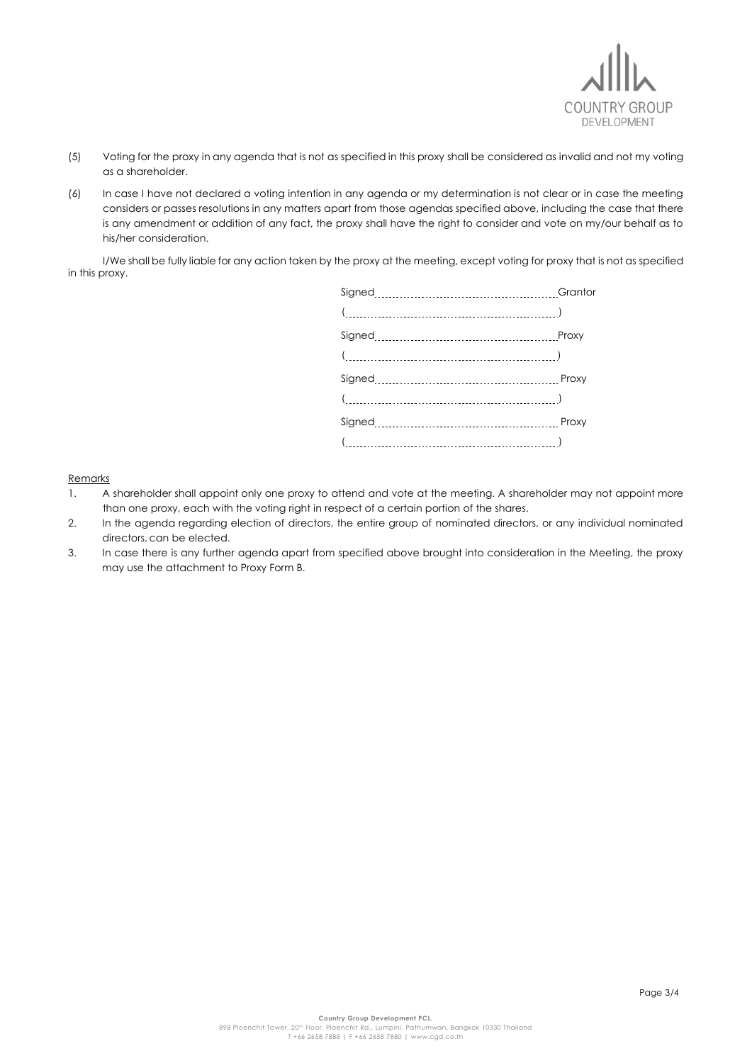(5) Voting for the proxy in any agenda that is not as specified in this proxy shall be considered as invalid and not my voting as a shareholder.

(6) In case I have not declared a voting intention in any agenda or my determination is not clear or in case the meeting considers or passes resolutions in any matters apart from those agendas specified above, including the case that there is any amendment or addition of any fact, the proxy shall have the right to consider and vote on my/our behalf as to his/her consideration.

I/We shall be fully liable for any action taken by the proxy at the meeting, except voting for proxy that is not as specified in this proxy.

Signed.................................................Grantor
(.................................................)

Signed.................................................Proxy
(.................................................)

Signed.................................................Proxy
(.................................................)

Signed.................................................Proxy
(.................................................)

Remarks

1. A shareholder shall appoint only one proxy to attend and vote at the meeting. A shareholder may not appoint more than one proxy, each with the voting right in respect of a certain portion of the shares.
2. In the agenda regarding election of directors, the entire group of nominated directors, or any individual nominated directors, can be elected.
3. In case there is any further agenda apart from specified above brought into consideration in the Meeting, the proxy may use the attachment to Proxy Form B.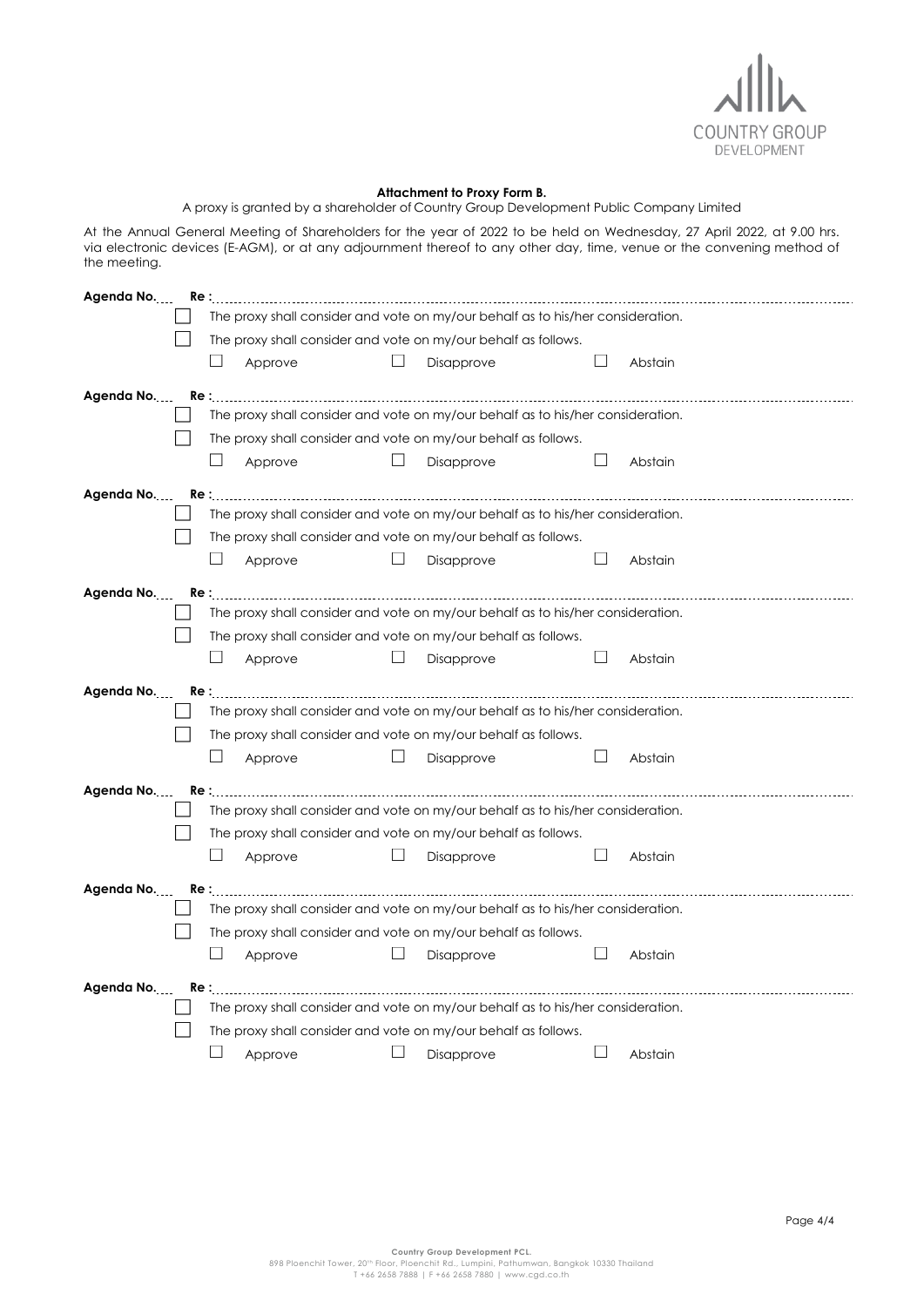**Attachment to Proxy Form B.**

A proxy is granted by a shareholder of Country Group Development Public Company Limited

At the Annual General Meeting of Shareholders for the year of 2022 to be held on Wednesday, 27 April 2022, at 9.00 hrs. via electronic devices (E-AGM), or at any adjournment thereof to any other day, time, venue or the convening method of the meeting.

**Agenda No.**.... **Re :**..........................................................................................................................

☐ The proxy shall consider and vote on my/our behalf as to his/her consideration.

☐ The proxy shall consider and vote on my/our behalf as follows.

☐ Approve ☐ Disapprove ☐ Abstain

**Agenda No.**.... **Re :**..........................................................................................................................

☐ The proxy shall consider and vote on my/our behalf as to his/her consideration.

☐ The proxy shall consider and vote on my/our behalf as follows.

☐ Approve ☐ Disapprove ☐ Abstain

**Agenda No.**.... **Re :**..........................................................................................................................

☐ The proxy shall consider and vote on my/our behalf as to his/her consideration.

☐ The proxy shall consider and vote on my/our behalf as follows.

☐ Approve ☐ Disapprove ☐ Abstain

**Agenda No.**.... **Re :**..........................................................................................................................

☐ The proxy shall consider and vote on my/our behalf as to his/her consideration.

☐ The proxy shall consider and vote on my/our behalf as follows.

☐ Approve ☐ Disapprove ☐ Abstain

**Agenda No.**.... **Re :**..........................................................................................................................

☐ The proxy shall consider and vote on my/our behalf as to his/her consideration.

☐ The proxy shall consider and vote on my/our behalf as follows.

☐ Approve ☐ Disapprove ☐ Abstain

**Agenda No.**.... **Re :**..........................................................................................................................

☐ The proxy shall consider and vote on my/our behalf as to his/her consideration.

☐ The proxy shall consider and vote on my/our behalf as follows.

☐ Approve ☐ Disapprove ☐ Abstain

**Agenda No.**.... **Re :**..........................................................................................................................

☐ The proxy shall consider and vote on my/our behalf as to his/her consideration.

☐ The proxy shall consider and vote on my/our behalf as follows.

☐ Approve ☐ Disapprove ☐ Abstain

**Agenda No.**.... **Re :**..........................................................................................................................

☐ The proxy shall consider and vote on my/our behalf as to his/her consideration.

☐ The proxy shall consider and vote on my/our behalf as follows.

☐ Approve ☐ Disapprove ☐ Abstain

**Country Group Development PCL.**
898 Ploenchit Tower, 20th Floor, Ploenchit Rd., Lumpini, Pathumwan, Bangkok 10330 Thailand
T +66 2658 7888 | F +66 2658 7880 | www.cgd.co.th